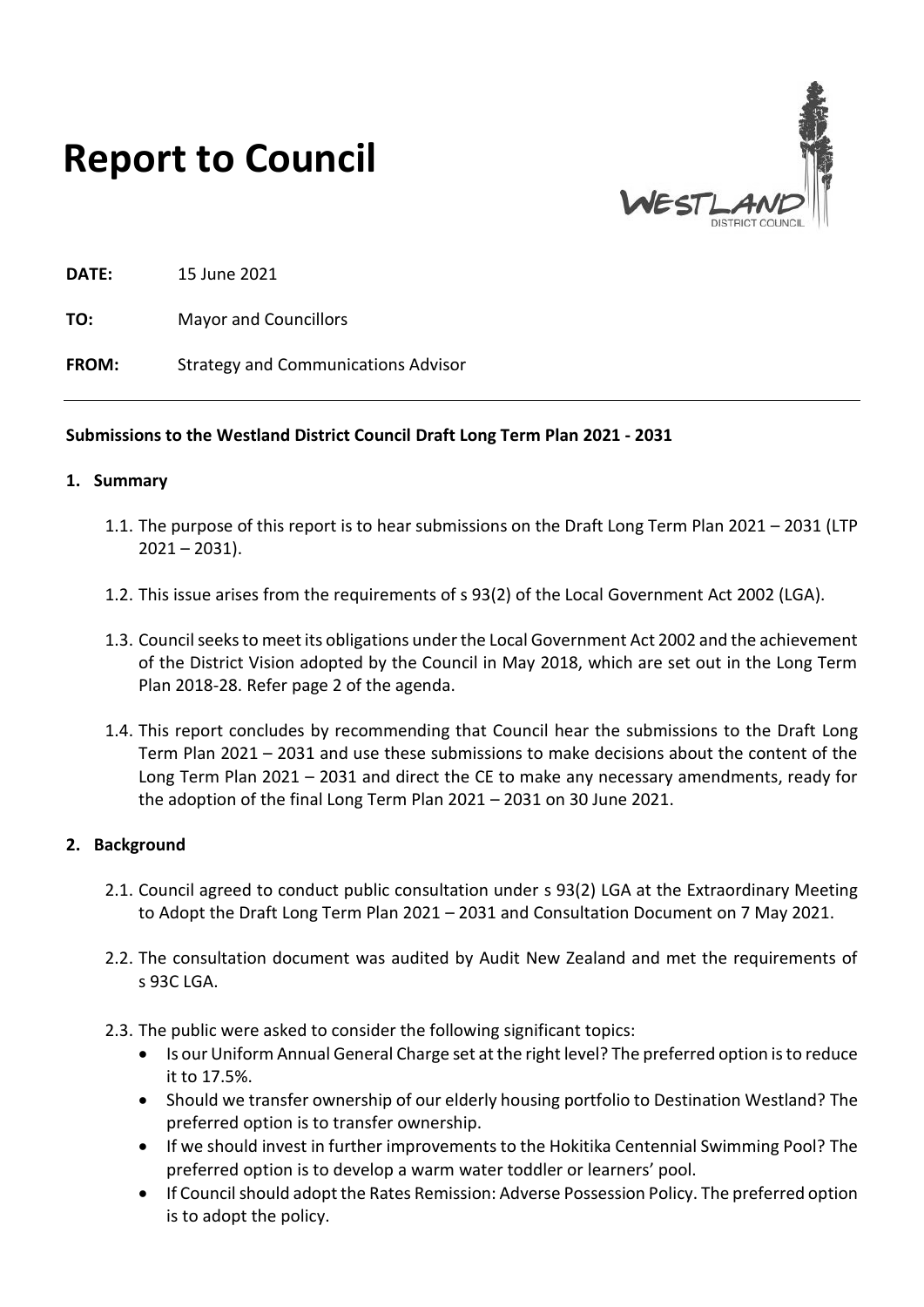# Report to Council

**DATE:** 15 June 2021

**TO:** Mayor and Councillors

**FROM:** Strategy and Communications Advisor

---

**Submissions to the Westland District Council Draft Long Term Plan 2021 - 2031**

## 1. Summary

1.1. The purpose of this report is to hear submissions on the Draft Long Term Plan 2021 – 2031 (LTP 2021 – 2031).

1.2. This issue arises from the requirements of s 93(2) of the Local Government Act 2002 (LGA).

1.3. Council seeks to meet its obligations under the Local Government Act 2002 and the achievement of the District Vision adopted by the Council in May 2018, which are set out in the Long Term Plan 2018-28. Refer page 2 of the agenda.

1.4. This report concludes by recommending that Council hear the submissions to the Draft Long Term Plan 2021 – 2031 and use these submissions to make decisions about the content of the Long Term Plan 2021 – 2031 and direct the CE to make any necessary amendments, ready for the adoption of the final Long Term Plan 2021 – 2031 on 30 June 2021.

## 2. Background

2.1. Council agreed to conduct public consultation under s 93(2) LGA at the Extraordinary Meeting to Adopt the Draft Long Term Plan 2021 – 2031 and Consultation Document on 7 May 2021.

2.2. The consultation document was audited by Audit New Zealand and met the requirements of s 93C LGA.

2.3. The public were asked to consider the following significant topics:

- Is our Uniform Annual General Charge set at the right level? The preferred option is to reduce it to 17.5%.
- Should we transfer ownership of our elderly housing portfolio to Destination Westland? The preferred option is to transfer ownership.
- If we should invest in further improvements to the Hokitika Centennial Swimming Pool? The preferred option is to develop a warm water toddler or learners' pool.
- If Council should adopt the Rates Remission: Adverse Possession Policy. The preferred option is to adopt the policy.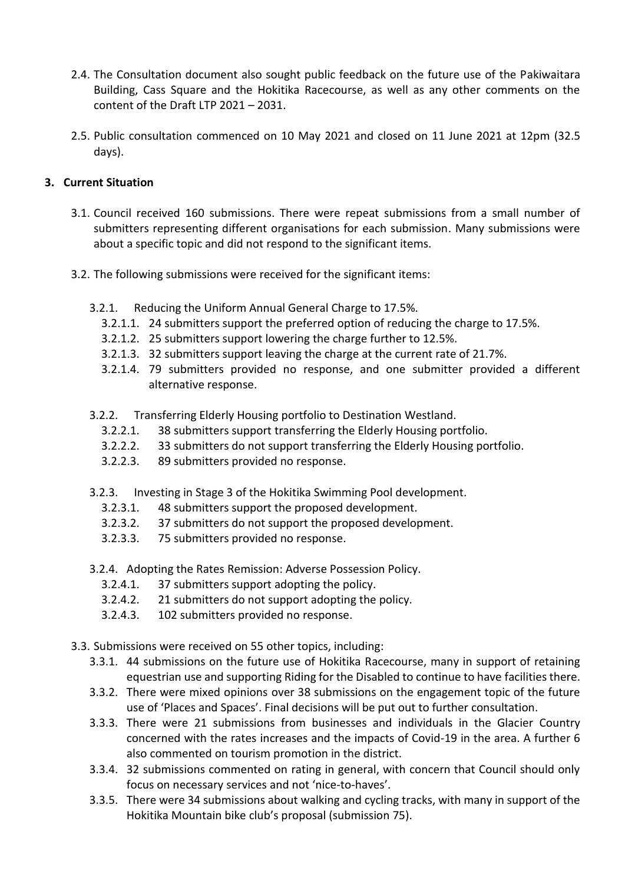2.4. The Consultation document also sought public feedback on the future use of the Pakiwaitara Building, Cass Square and the Hokitika Racecourse, as well as any other comments on the content of the Draft LTP 2021 – 2031.

2.5. Public consultation commenced on 10 May 2021 and closed on 11 June 2021 at 12pm (32.5 days).

## 3. Current Situation

3.1. Council received 160 submissions. There were repeat submissions from a small number of submitters representing different organisations for each submission. Many submissions were about a specific topic and did not respond to the significant items.

3.2. The following submissions were received for the significant items:

3.2.1. Reducing the Uniform Annual General Charge to 17.5%.

3.2.1.1. 24 submitters support the preferred option of reducing the charge to 17.5%.

3.2.1.2. 25 submitters support lowering the charge further to 12.5%.

3.2.1.3. 32 submitters support leaving the charge at the current rate of 21.7%.

3.2.1.4. 79 submitters provided no response, and one submitter provided a different alternative response.

3.2.2. Transferring Elderly Housing portfolio to Destination Westland.

3.2.2.1. 38 submitters support transferring the Elderly Housing portfolio.

3.2.2.2. 33 submitters do not support transferring the Elderly Housing portfolio.

3.2.2.3. 89 submitters provided no response.

3.2.3. Investing in Stage 3 of the Hokitika Swimming Pool development.

3.2.3.1. 48 submitters support the proposed development.

3.2.3.2. 37 submitters do not support the proposed development.

3.2.3.3. 75 submitters provided no response.

3.2.4. Adopting the Rates Remission: Adverse Possession Policy.

3.2.4.1. 37 submitters support adopting the policy.

3.2.4.2. 21 submitters do not support adopting the policy.

3.2.4.3. 102 submitters provided no response.

3.3. Submissions were received on 55 other topics, including:

3.3.1. 44 submissions on the future use of Hokitika Racecourse, many in support of retaining equestrian use and supporting Riding for the Disabled to continue to have facilities there.

3.3.2. There were mixed opinions over 38 submissions on the engagement topic of the future use of 'Places and Spaces'. Final decisions will be put out to further consultation.

3.3.3. There were 21 submissions from businesses and individuals in the Glacier Country concerned with the rates increases and the impacts of Covid-19 in the area. A further 6 also commented on tourism promotion in the district.

3.3.4. 32 submissions commented on rating in general, with concern that Council should only focus on necessary services and not 'nice-to-haves'.

3.3.5. There were 34 submissions about walking and cycling tracks, with many in support of the Hokitika Mountain bike club's proposal (submission 75).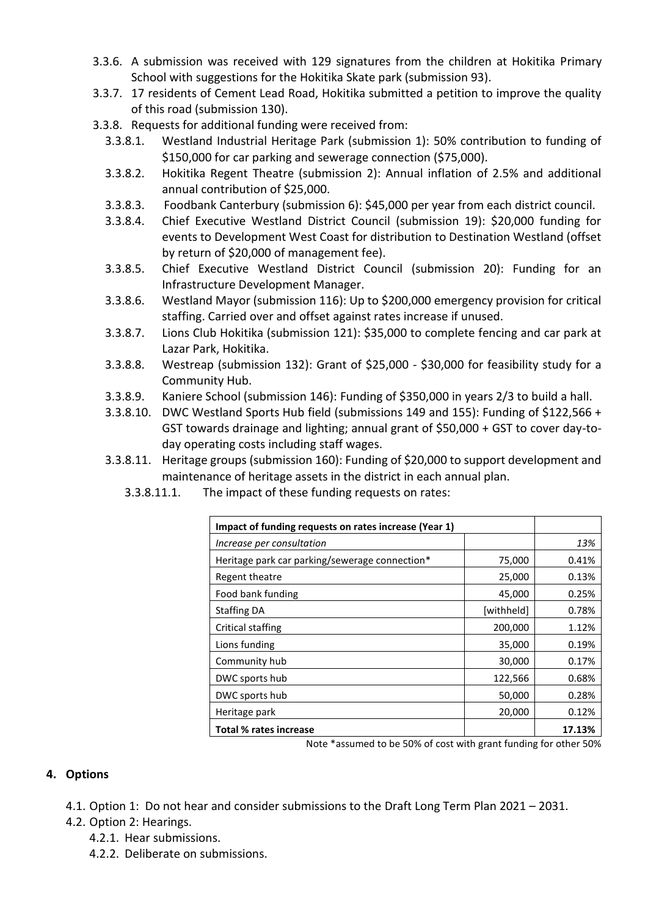3.3.6. A submission was received with 129 signatures from the children at Hokitika Primary School with suggestions for the Hokitika Skate park (submission 93).

3.3.7. 17 residents of Cement Lead Road, Hokitika submitted a petition to improve the quality of this road (submission 130).

3.3.8. Requests for additional funding were received from:

3.3.8.1. Westland Industrial Heritage Park (submission 1): 50% contribution to funding of $150,000 for car parking and sewerage connection ($75,000).

3.3.8.2. Hokitika Regent Theatre (submission 2): Annual inflation of 2.5% and additional annual contribution of $25,000.

3.3.8.3. Foodbank Canterbury (submission 6): $45,000 per year from each district council.

3.3.8.4. Chief Executive Westland District Council (submission 19): $20,000 funding for events to Development West Coast for distribution to Destination Westland (offset by return of $20,000 of management fee).

3.3.8.5. Chief Executive Westland District Council (submission 20): Funding for an Infrastructure Development Manager.

3.3.8.6. Westland Mayor (submission 116): Up to $200,000 emergency provision for critical staffing. Carried over and offset against rates increase if unused.

3.3.8.7. Lions Club Hokitika (submission 121): $35,000 to complete fencing and car park at Lazar Park, Hokitika.

3.3.8.8. Westreap (submission 132): Grant of $25,000 - $30,000 for feasibility study for a Community Hub.

3.3.8.9. Kaniere School (submission 146): Funding of $350,000 in years 2/3 to build a hall.

3.3.8.10. DWC Westland Sports Hub field (submissions 149 and 155): Funding of $122,566 + GST towards drainage and lighting; annual grant of $50,000 + GST to cover day-to-day operating costs including staff wages.

3.3.8.11. Heritage groups (submission 160): Funding of $20,000 to support development and maintenance of heritage assets in the district in each annual plan.

3.3.8.11.1. The impact of these funding requests on rates:

| Impact of funding requests on rates increase (Year 1) | | |
|---|---|---|
| *Increase per consultation* | | *13%* |
| Heritage park car parking/sewerage connection* | 75,000 | 0.41% |
| Regent theatre | 25,000 | 0.13% |
| Food bank funding | 45,000 | 0.25% |
| Staffing DA | [withheld] | 0.78% |
| Critical staffing | 200,000 | 1.12% |
| Lions funding | 35,000 | 0.19% |
| Community hub | 30,000 | 0.17% |
| DWC sports hub | 122,566 | 0.68% |
| DWC sports hub | 50,000 | 0.28% |
| Heritage park | 20,000 | 0.12% |
| **Total % rates increase** | | **17.13%** |

Note *assumed to be 50% of cost with grant funding for other 50%

## 4. Options

4.1. Option 1: Do not hear and consider submissions to the Draft Long Term Plan 2021 – 2031.

4.2. Option 2: Hearings.

4.2.1. Hear submissions.

4.2.2. Deliberate on submissions.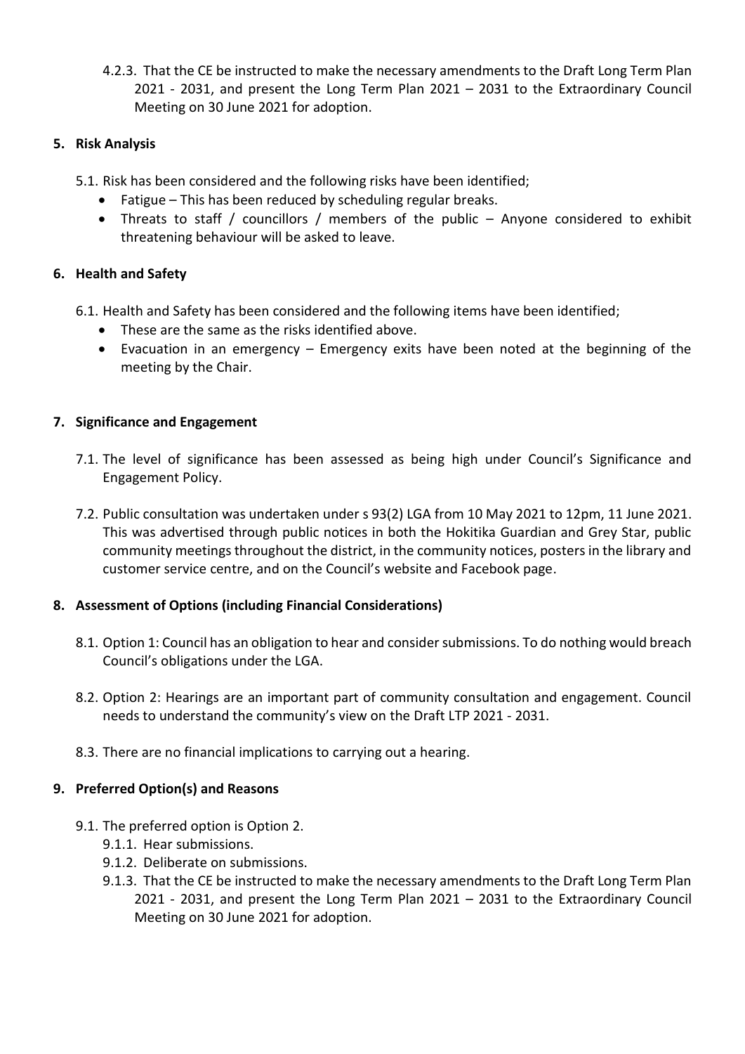4.2.3. That the CE be instructed to make the necessary amendments to the Draft Long Term Plan 2021 - 2031, and present the Long Term Plan 2021 – 2031 to the Extraordinary Council Meeting on 30 June 2021 for adoption.

## 5. Risk Analysis

5.1. Risk has been considered and the following risks have been identified;

- Fatigue – This has been reduced by scheduling regular breaks.
- Threats to staff / councillors / members of the public – Anyone considered to exhibit threatening behaviour will be asked to leave.

## 6. Health and Safety

6.1. Health and Safety has been considered and the following items have been identified;

- These are the same as the risks identified above.
- Evacuation in an emergency – Emergency exits have been noted at the beginning of the meeting by the Chair.

## 7. Significance and Engagement

7.1. The level of significance has been assessed as being high under Council's Significance and Engagement Policy.

7.2. Public consultation was undertaken under s 93(2) LGA from 10 May 2021 to 12pm, 11 June 2021. This was advertised through public notices in both the Hokitika Guardian and Grey Star, public community meetings throughout the district, in the community notices, posters in the library and customer service centre, and on the Council's website and Facebook page.

## 8. Assessment of Options (including Financial Considerations)

8.1. Option 1: Council has an obligation to hear and consider submissions. To do nothing would breach Council's obligations under the LGA.

8.2. Option 2: Hearings are an important part of community consultation and engagement. Council needs to understand the community's view on the Draft LTP 2021 - 2031.

8.3. There are no financial implications to carrying out a hearing.

## 9. Preferred Option(s) and Reasons

9.1. The preferred option is Option 2.

9.1.1. Hear submissions.

9.1.2. Deliberate on submissions.

9.1.3. That the CE be instructed to make the necessary amendments to the Draft Long Term Plan 2021 - 2031, and present the Long Term Plan 2021 – 2031 to the Extraordinary Council Meeting on 30 June 2021 for adoption.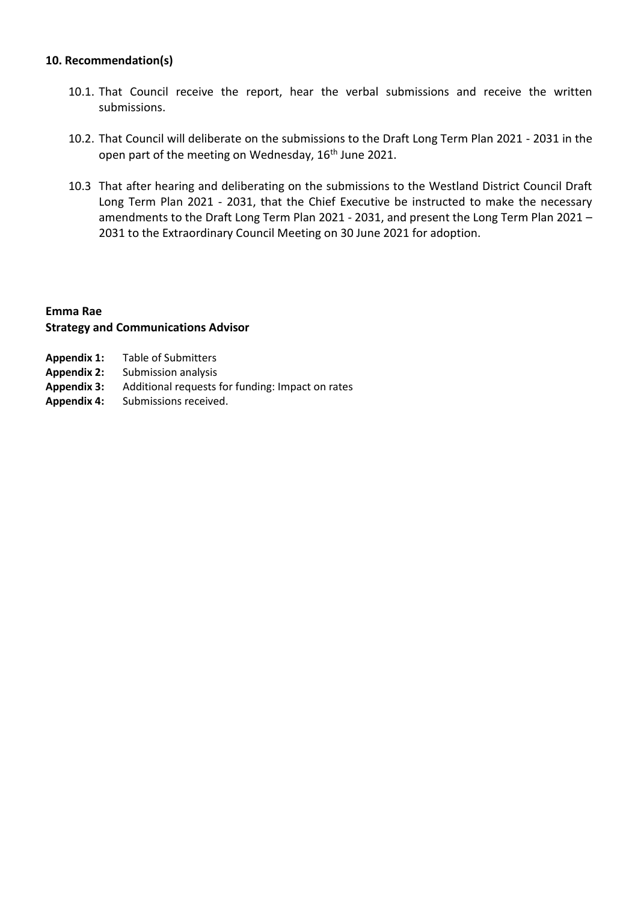## 10. Recommendation(s)

10.1. That Council receive the report, hear the verbal submissions and receive the written submissions.

10.2. That Council will deliberate on the submissions to the Draft Long Term Plan 2021 - 2031 in the open part of the meeting on Wednesday, 16th June 2021.

10.3 That after hearing and deliberating on the submissions to the Westland District Council Draft Long Term Plan 2021 - 2031, that the Chief Executive be instructed to make the necessary amendments to the Draft Long Term Plan 2021 - 2031, and present the Long Term Plan 2021 – 2031 to the Extraordinary Council Meeting on 30 June 2021 for adoption.

**Emma Rae**
**Strategy and Communications Advisor**

**Appendix 1:** Table of Submitters
**Appendix 2:** Submission analysis
**Appendix 3:** Additional requests for funding: Impact on rates
**Appendix 4:** Submissions received.